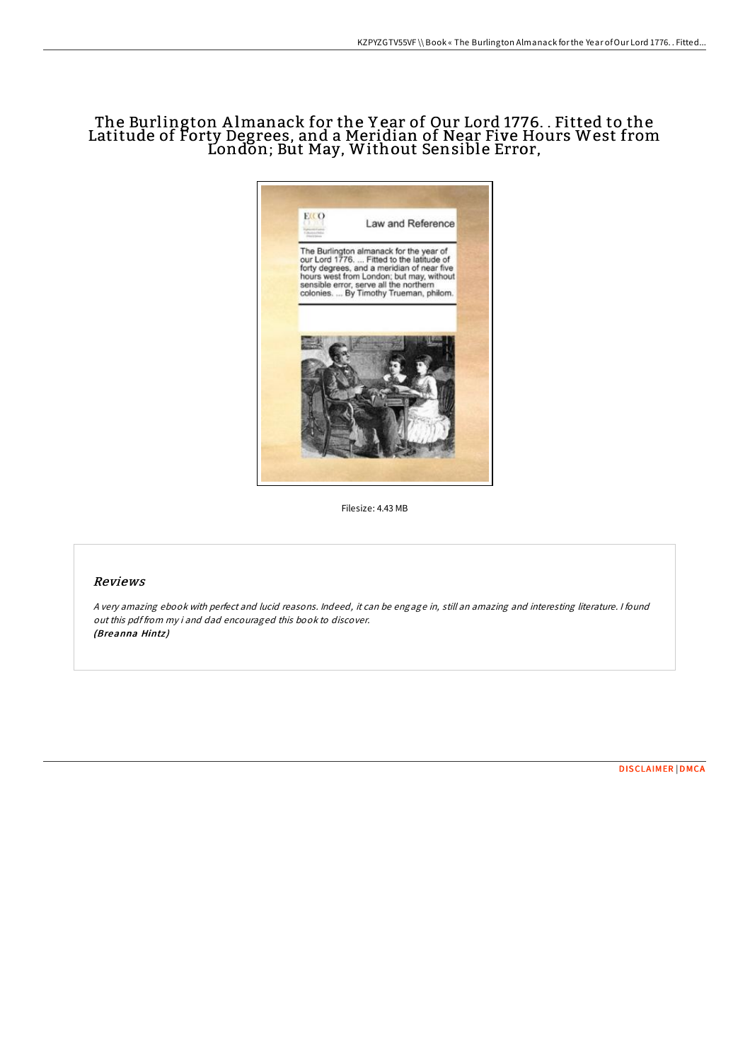# The Burlington Almanack for the Year of Our Lord 1776. . Fitted to the Latitude of Forty Degrees, and a Meridian of Near Five Hours West from London; But May, Without Sensible Error,

Filesize: 4.43 MB

## Reviews

*A very amazing ebook with perfect and lucid reasons. Indeed, it can be engage in, still an amazing and interesting literature. I found out this pdf from my i and dad encouraged this book to discover.*
***(Breanna Hintz)***

DISCLAIMER | DMCA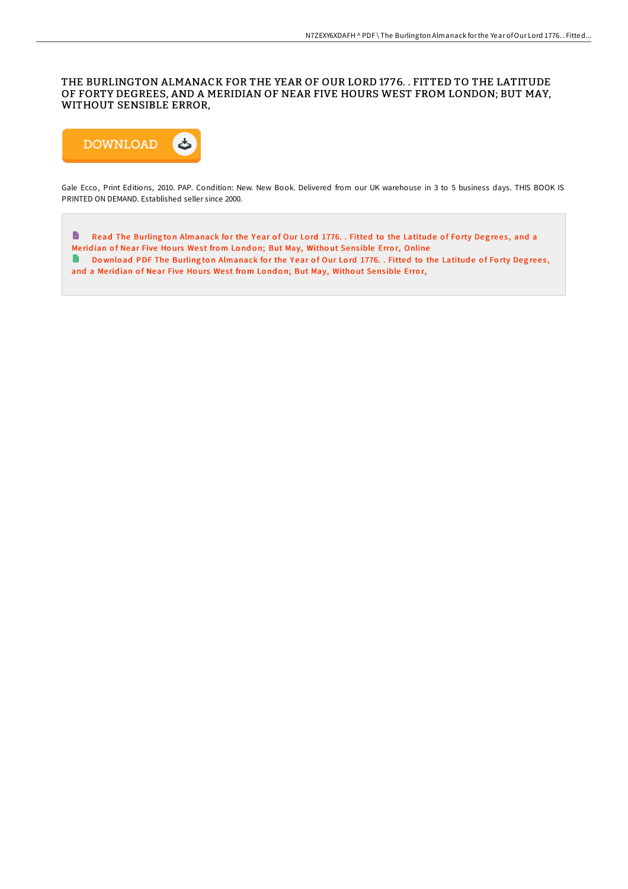# THE BURLINGTON ALMANACK FOR THE YEAR OF OUR LORD 1776. . FITTED TO THE LATITUDE OF FORTY DEGREES, AND A MERIDIAN OF NEAR FIVE HOURS WEST FROM LONDON; BUT MAY, WITHOUT SENSIBLE ERROR,

DOWNLOAD

Gale Ecco, Print Editions, 2010. PAP. Condition: New. New Book. Delivered from our UK warehouse in 3 to 5 business days. THIS BOOK IS PRINTED ON DEMAND. Established seller since 2000.

Read The Burlington Almanack for the Year of Our Lord 1776. . Fitted to the Latitude of Forty Degrees, and a Meridian of Near Five Hours West from London; But May, Without Sensible Error, Online

Download PDF The Burlington Almanack for the Year of Our Lord 1776. . Fitted to the Latitude of Forty Degrees, and a Meridian of Near Five Hours West from London; But May, Without Sensible Error,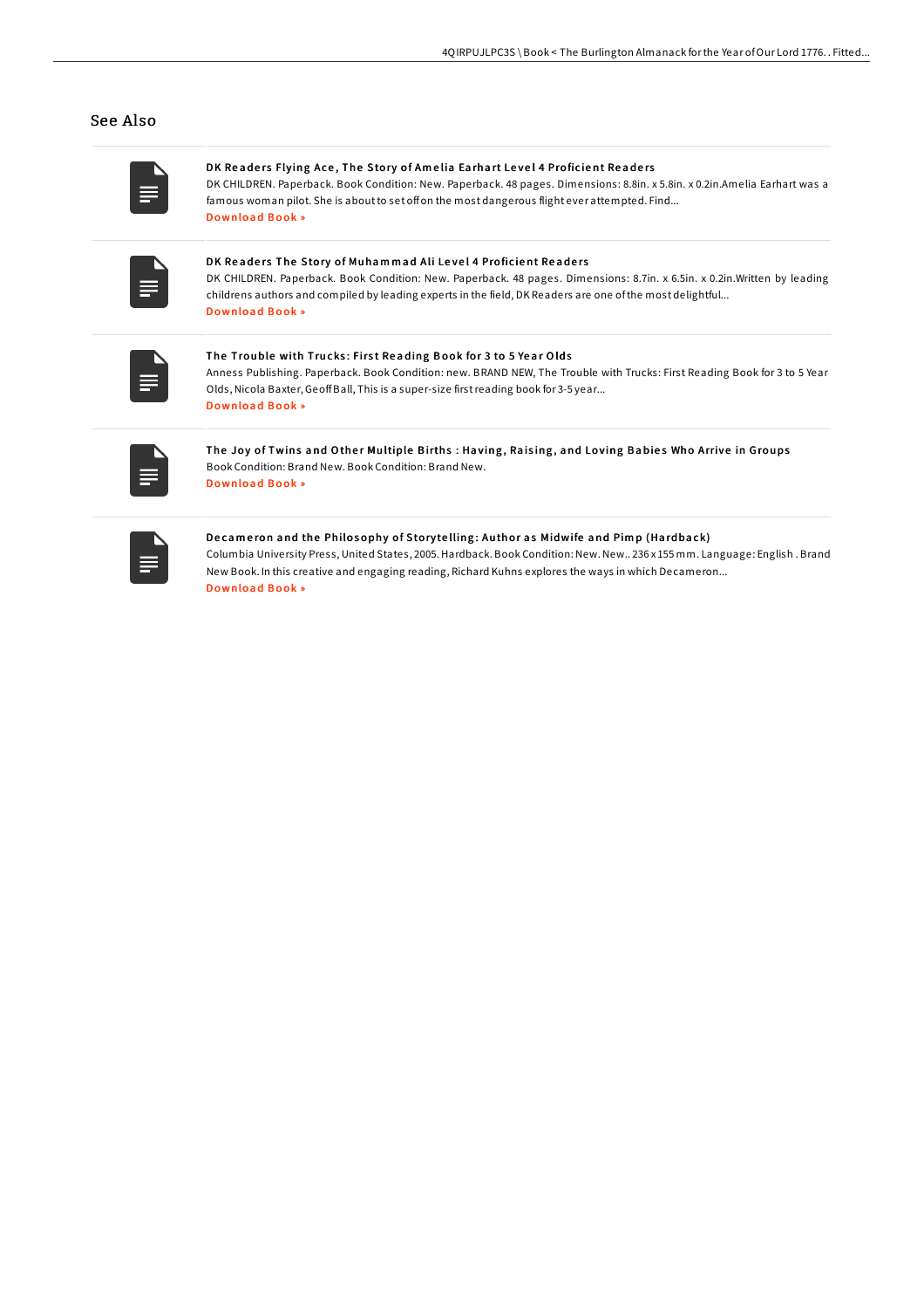## See Also

### DK Readers Flying Ace, The Story of Amelia Earhart Level 4 Proficient Readers

DK CHILDREN. Paperback. Book Condition: New. Paperback. 48 pages. Dimensions: 8.8in. x 5.8in. x 0.2in.Amelia Earhart was a famous woman pilot. She is about to set off on the most dangerous flight ever attempted. Find...

Download Book »

### DK Readers The Story of Muhammad Ali Level 4 Proficient Readers

DK CHILDREN. Paperback. Book Condition: New. Paperback. 48 pages. Dimensions: 8.7in. x 6.5in. x 0.2in.Written by leading childrens authors and compiled by leading experts in the field, DK Readers are one of the most delightful...

Download Book »

### The Trouble with Trucks: First Reading Book for 3 to 5 Year Olds

Anness Publishing. Paperback. Book Condition: new. BRAND NEW, The Trouble with Trucks: First Reading Book for 3 to 5 Year Olds, Nicola Baxter, Geoff Ball, This is a super-size first reading book for 3-5 year...

Download Book »

### The Joy of Twins and Other Multiple Births : Having, Raising, and Loving Babies Who Arrive in Groups

Book Condition: Brand New. Book Condition: Brand New.

Download Book »

### Decameron and the Philosophy of Storytelling: Author as Midwife and Pimp (Hardback)

Columbia University Press, United States, 2005. Hardback. Book Condition: New. New.. 236 x 155 mm. Language: English . Brand New Book. In this creative and engaging reading, Richard Kuhns explores the ways in which Decameron...

Download Book »